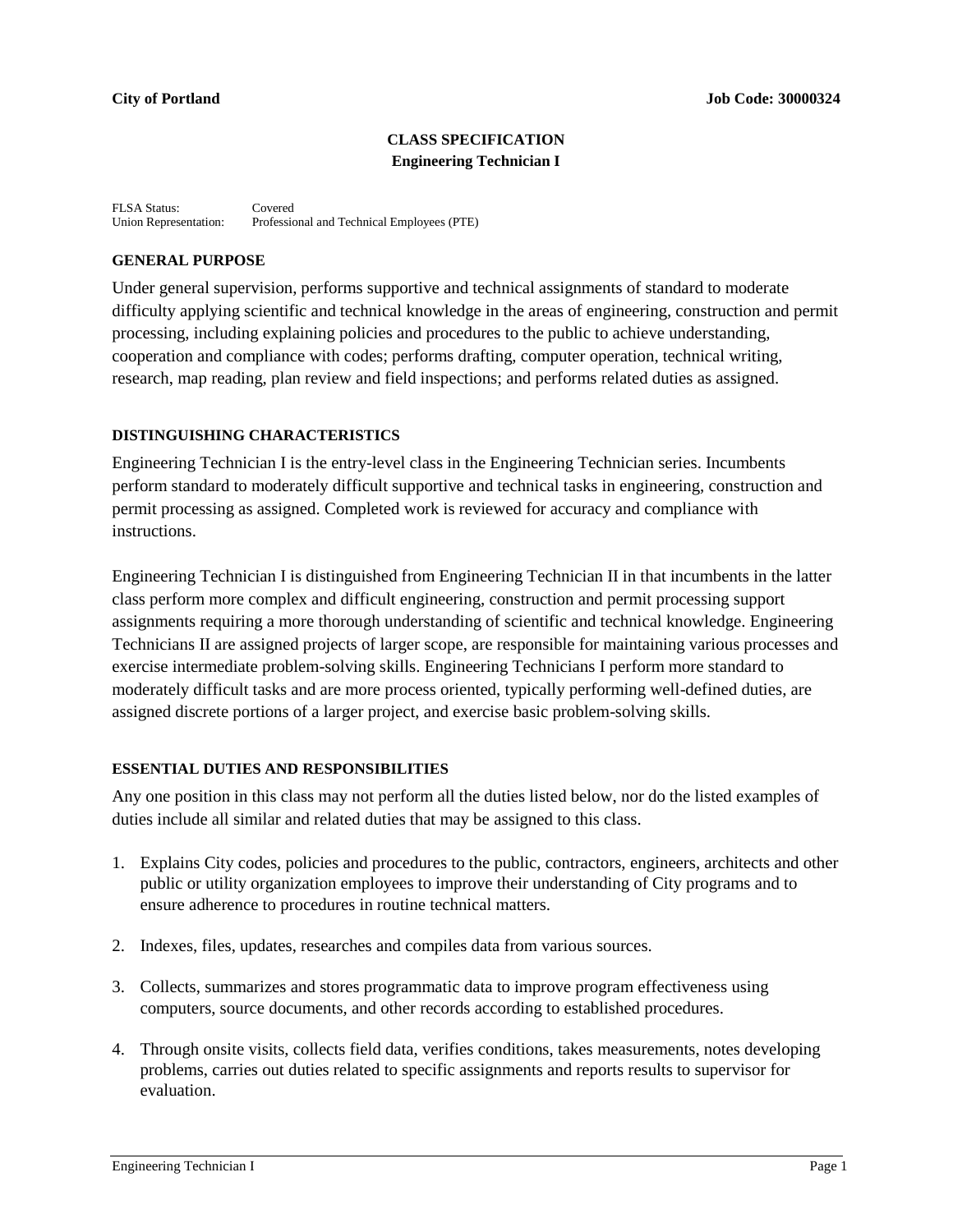**City of Portland** **Job Code: 30000324**

# CLASS SPECIFICATION
## Engineering Technician I

FLSA Status: Covered
Union Representation: Professional and Technical Employees (PTE)

### GENERAL PURPOSE

Under general supervision, performs supportive and technical assignments of standard to moderate difficulty applying scientific and technical knowledge in the areas of engineering, construction and permit processing, including explaining policies and procedures to the public to achieve understanding, cooperation and compliance with codes; performs drafting, computer operation, technical writing, research, map reading, plan review and field inspections; and performs related duties as assigned.

### DISTINGUISHING CHARACTERISTICS

Engineering Technician I is the entry-level class in the Engineering Technician series. Incumbents perform standard to moderately difficult supportive and technical tasks in engineering, construction and permit processing as assigned. Completed work is reviewed for accuracy and compliance with instructions.

Engineering Technician I is distinguished from Engineering Technician II in that incumbents in the latter class perform more complex and difficult engineering, construction and permit processing support assignments requiring a more thorough understanding of scientific and technical knowledge. Engineering Technicians II are assigned projects of larger scope, are responsible for maintaining various processes and exercise intermediate problem-solving skills. Engineering Technicians I perform more standard to moderately difficult tasks and are more process oriented, typically performing well-defined duties, are assigned discrete portions of a larger project, and exercise basic problem-solving skills.

### ESSENTIAL DUTIES AND RESPONSIBILITIES

Any one position in this class may not perform all the duties listed below, nor do the listed examples of duties include all similar and related duties that may be assigned to this class.

1. Explains City codes, policies and procedures to the public, contractors, engineers, architects and other public or utility organization employees to improve their understanding of City programs and to ensure adherence to procedures in routine technical matters.

2. Indexes, files, updates, researches and compiles data from various sources.

3. Collects, summarizes and stores programmatic data to improve program effectiveness using computers, source documents, and other records according to established procedures.

4. Through onsite visits, collects field data, verifies conditions, takes measurements, notes developing problems, carries out duties related to specific assignments and reports results to supervisor for evaluation.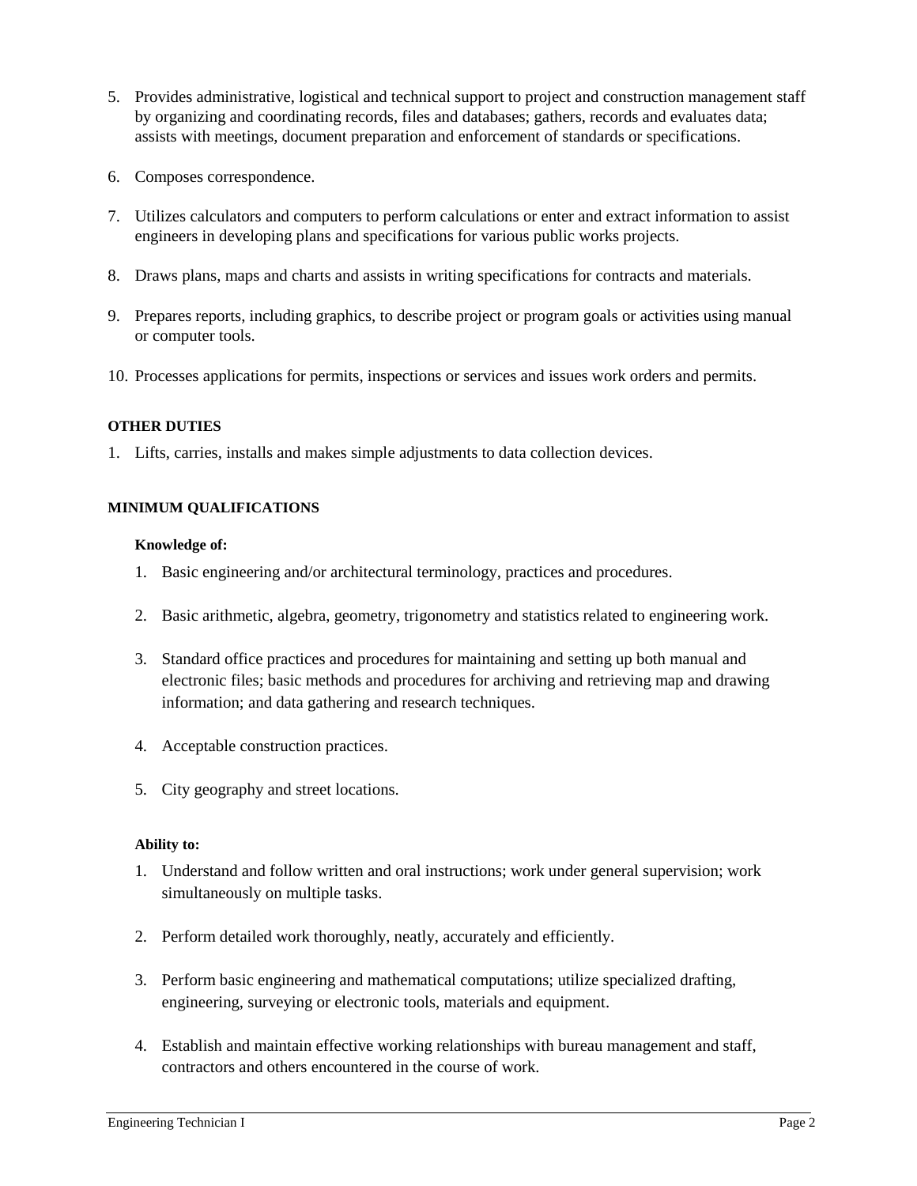5. Provides administrative, logistical and technical support to project and construction management staff by organizing and coordinating records, files and databases; gathers, records and evaluates data; assists with meetings, document preparation and enforcement of standards or specifications.

6. Composes correspondence.

7. Utilizes calculators and computers to perform calculations or enter and extract information to assist engineers in developing plans and specifications for various public works projects.

8. Draws plans, maps and charts and assists in writing specifications for contracts and materials.

9. Prepares reports, including graphics, to describe project or program goals or activities using manual or computer tools.

10. Processes applications for permits, inspections or services and issues work orders and permits.

**OTHER DUTIES**

1. Lifts, carries, installs and makes simple adjustments to data collection devices.

**MINIMUM QUALIFICATIONS**

**Knowledge of:**

1. Basic engineering and/or architectural terminology, practices and procedures.

2. Basic arithmetic, algebra, geometry, trigonometry and statistics related to engineering work.

3. Standard office practices and procedures for maintaining and setting up both manual and electronic files; basic methods and procedures for archiving and retrieving map and drawing information; and data gathering and research techniques.

4. Acceptable construction practices.

5. City geography and street locations.

**Ability to:**

1. Understand and follow written and oral instructions; work under general supervision; work simultaneously on multiple tasks.

2. Perform detailed work thoroughly, neatly, accurately and efficiently.

3. Perform basic engineering and mathematical computations; utilize specialized drafting, engineering, surveying or electronic tools, materials and equipment.

4. Establish and maintain effective working relationships with bureau management and staff, contractors and others encountered in the course of work.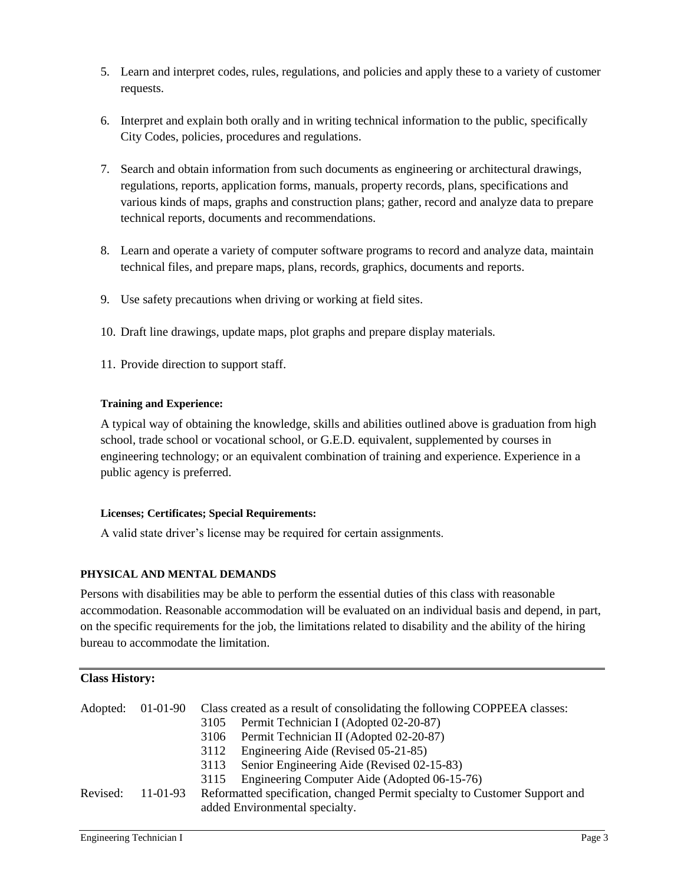5. Learn and interpret codes, rules, regulations, and policies and apply these to a variety of customer requests.

6. Interpret and explain both orally and in writing technical information to the public, specifically City Codes, policies, procedures and regulations.

7. Search and obtain information from such documents as engineering or architectural drawings, regulations, reports, application forms, manuals, property records, plans, specifications and various kinds of maps, graphs and construction plans; gather, record and analyze data to prepare technical reports, documents and recommendations.

8. Learn and operate a variety of computer software programs to record and analyze data, maintain technical files, and prepare maps, plans, records, graphics, documents and reports.

9. Use safety precautions when driving or working at field sites.

10. Draft line drawings, update maps, plot graphs and prepare display materials.

11. Provide direction to support staff.

#### Training and Experience:

A typical way of obtaining the knowledge, skills and abilities outlined above is graduation from high school, trade school or vocational school, or G.E.D. equivalent, supplemented by courses in engineering technology; or an equivalent combination of training and experience. Experience in a public agency is preferred.

#### Licenses; Certificates; Special Requirements:

A valid state driver's license may be required for certain assignments.

### PHYSICAL AND MENTAL DEMANDS

Persons with disabilities may be able to perform the essential duties of this class with reasonable accommodation. Reasonable accommodation will be evaluated on an individual basis and depend, in part, on the specific requirements for the job, the limitations related to disability and the ability of the hiring bureau to accommodate the limitation.

---

**Class History:**

| | | |
|---|---|---|
| Adopted: | 01-01-90 | Class created as a result of consolidating the following COPPEEA classes:<br>3105 Permit Technician I (Adopted 02-20-87)<br>3106 Permit Technician II (Adopted 02-20-87)<br>3112 Engineering Aide (Revised 05-21-85)<br>3113 Senior Engineering Aide (Revised 02-15-83)<br>3115 Engineering Computer Aide (Adopted 06-15-76) |
| Revised: | 11-01-93 | Reformatted specification, changed Permit specialty to Customer Support and added Environmental specialty. |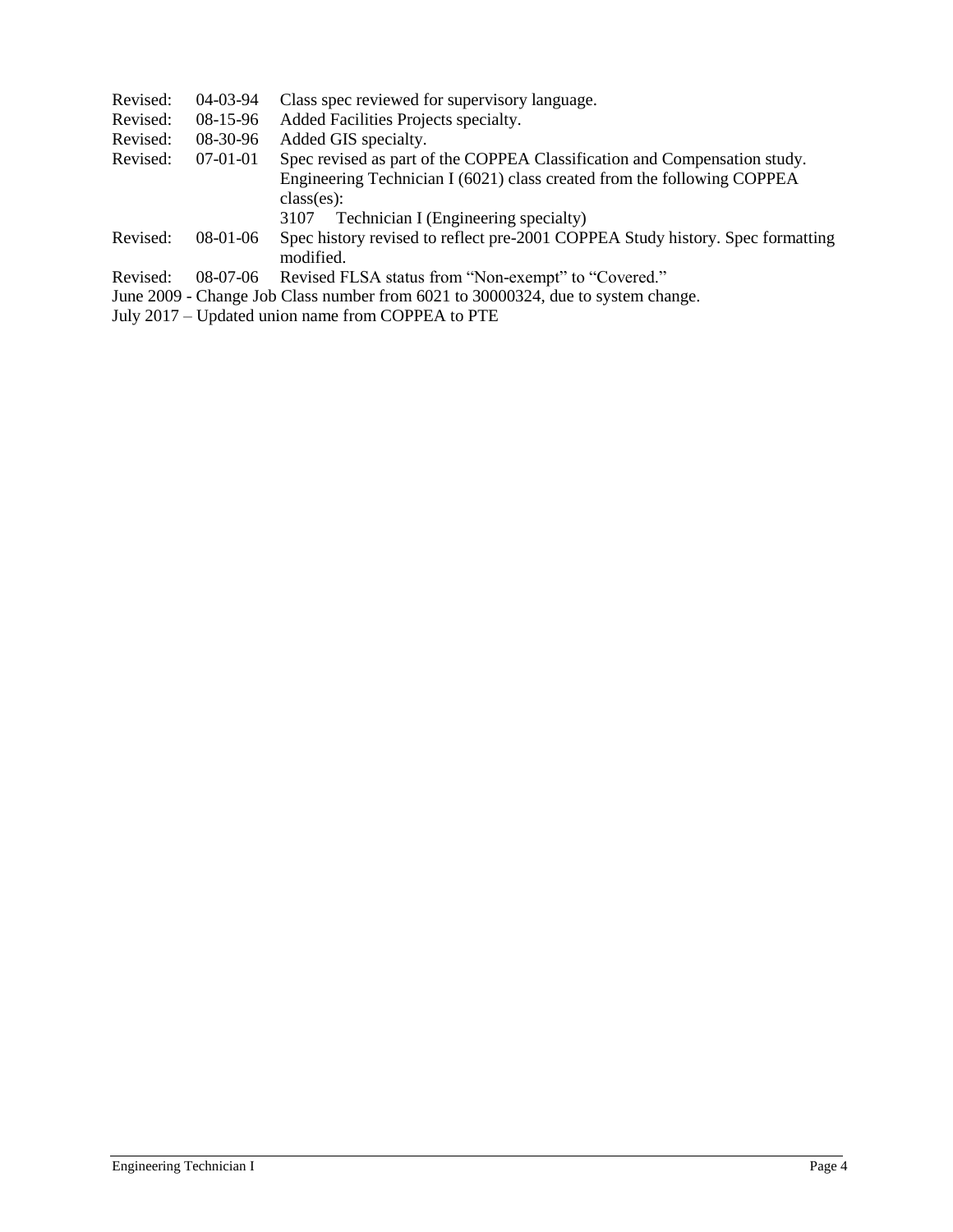Revised: 04-03-94 Class spec reviewed for supervisory language.
Revised: 08-15-96 Added Facilities Projects specialty.
Revised: 08-30-96 Added GIS specialty.
Revised: 07-01-01 Spec revised as part of the COPPEA Classification and Compensation study. Engineering Technician I (6021) class created from the following COPPEA class(es):
3107 Technician I (Engineering specialty)
Revised: 08-01-06 Spec history revised to reflect pre-2001 COPPEA Study history. Spec formatting modified.
Revised: 08-07-06 Revised FLSA status from "Non-exempt" to "Covered."
June 2009 - Change Job Class number from 6021 to 30000324, due to system change.
July 2017 – Updated union name from COPPEA to PTE